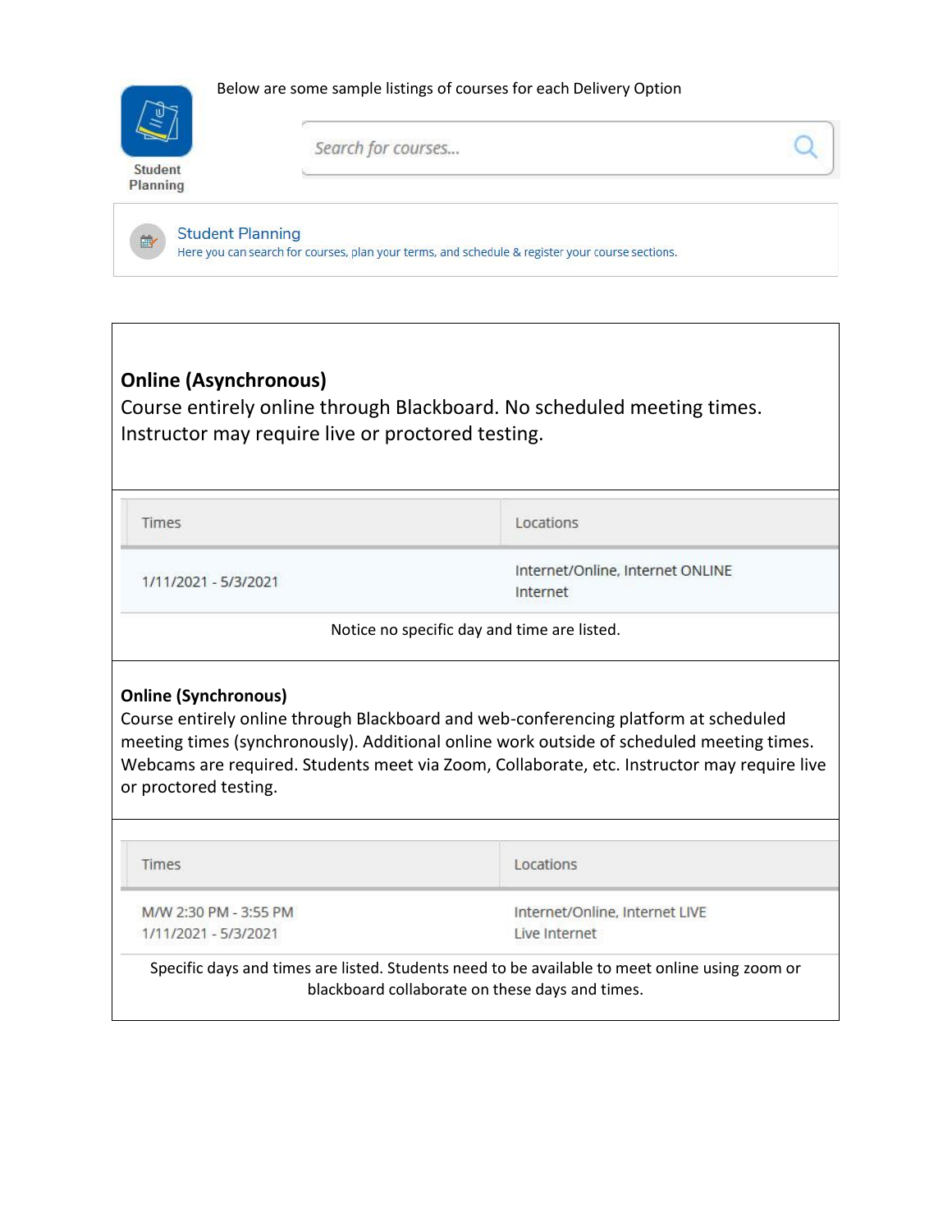Student Planning

Below are some sample listings of courses for each Delivery Option

Search for courses...

Student Planning
Here you can search for courses, plan your terms, and schedule & register your course sections.

**Online (Asynchronous)**
Course entirely online through Blackboard. No scheduled meeting times. Instructor may require live or proctored testing.

| Times | Locations |
| --- | --- |
| 1/11/2021 - 5/3/2021 | Internet/Online, Internet ONLINE<br>Internet |

Notice no specific day and time are listed.

**Online (Synchronous)**
Course entirely online through Blackboard and web-conferencing platform at scheduled meeting times (synchronously). Additional online work outside of scheduled meeting times. Webcams are required. Students meet via Zoom, Collaborate, etc. Instructor may require live or proctored testing.

| Times | Locations |
| --- | --- |
| M/W 2:30 PM - 3:55 PM<br>1/11/2021 - 5/3/2021 | Internet/Online, Internet LIVE<br>Live Internet |

Specific days and times are listed. Students need to be available to meet online using zoom or blackboard collaborate on these days and times.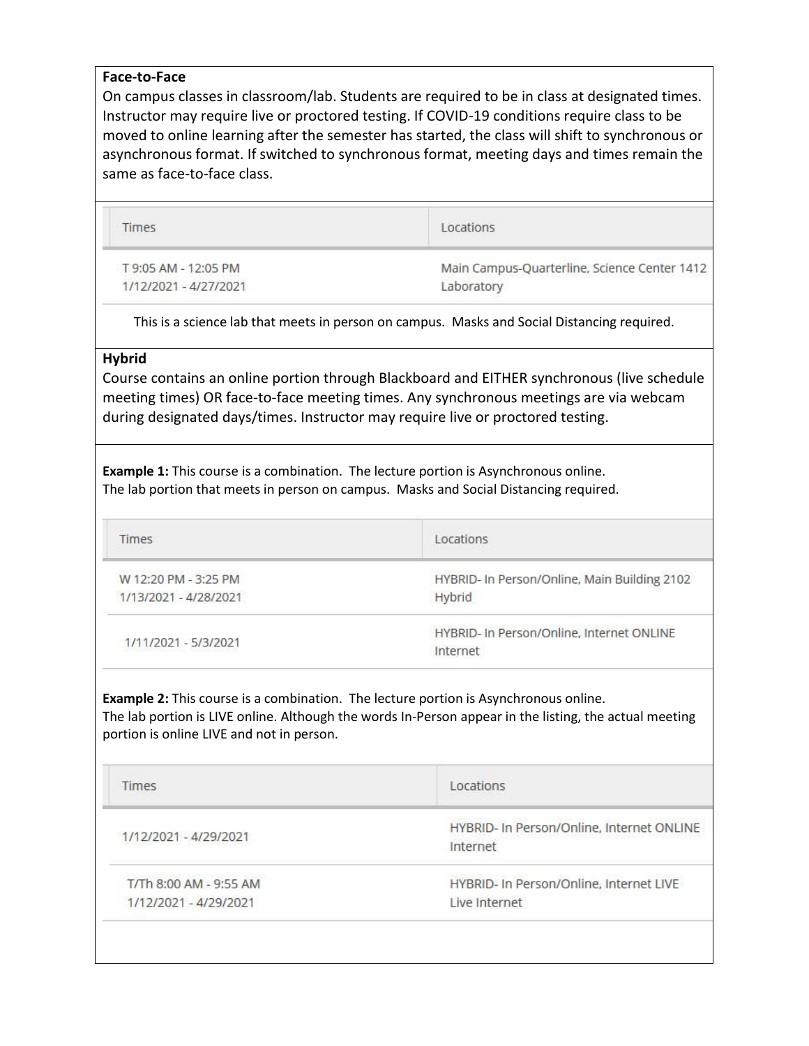**Face-to-Face**

On campus classes in classroom/lab. Students are required to be in class at designated times. Instructor may require live or proctored testing. If COVID-19 conditions require class to be moved to online learning after the semester has started, the class will shift to synchronous or asynchronous format. If switched to synchronous format, meeting days and times remain the same as face-to-face class.

| Times | Locations |
|---|---|
| T 9:05 AM - 12:05 PM<br>1/12/2021 - 4/27/2021 | Main Campus-Quarterline, Science Center 1412<br>Laboratory |

This is a science lab that meets in person on campus. Masks and Social Distancing required.

**Hybrid**

Course contains an online portion through Blackboard and EITHER synchronous (live schedule meeting times) OR face-to-face meeting times. Any synchronous meetings are via webcam during designated days/times. Instructor may require live or proctored testing.

**Example 1:** This course is a combination. The lecture portion is Asynchronous online.
The lab portion that meets in person on campus. Masks and Social Distancing required.

| Times | Locations |
|---|---|
| W 12:20 PM - 3:25 PM<br>1/13/2021 - 4/28/2021 | HYBRID- In Person/Online, Main Building 2102<br>Hybrid |
| 1/11/2021 - 5/3/2021 | HYBRID- In Person/Online, Internet ONLINE<br>Internet |

**Example 2:** This course is a combination. The lecture portion is Asynchronous online.
The lab portion is LIVE online. Although the words In-Person appear in the listing, the actual meeting portion is online LIVE and not in person.

| Times | Locations |
|---|---|
| 1/12/2021 - 4/29/2021 | HYBRID- In Person/Online, Internet ONLINE<br>Internet |
| T/Th 8:00 AM - 9:55 AM<br>1/12/2021 - 4/29/2021 | HYBRID- In Person/Online, Internet LIVE<br>Live Internet |